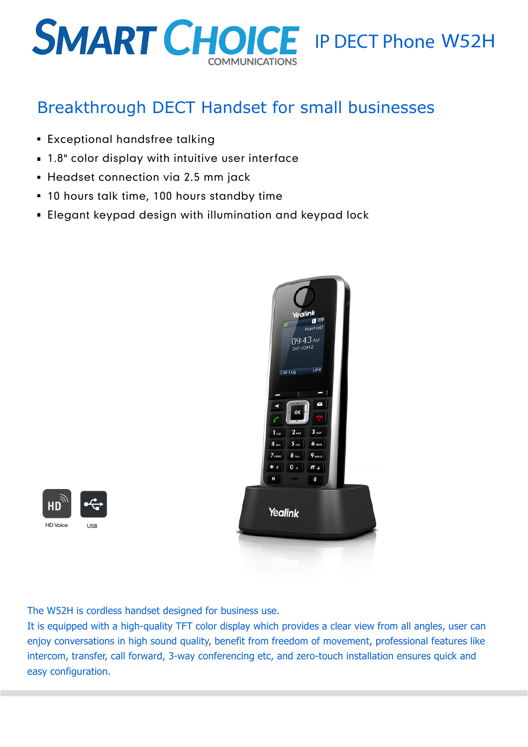# SMART CHOICE COMMUNICATIONS

# IP DECT Phone W52H

## Breakthrough DECT Handset for small businesses

- Exceptional handsfree talking
- 1.8" color display with intuitive user interface
- Headset connection via 2.5 mm jack
- 10 hours talk time, 100 hours standby time
- Elegant keypad design with illumination and keypad lock

HD Voice

USB

The W52H is cordless handset designed for business use.

It is equipped with a high-quality TFT color display which provides a clear view from all angles, user can enjoy conversations in high sound quality, benefit from freedom of movement, professional features like intercom, transfer, call forward, 3-way conferencing etc, and zero-touch installation ensures quick and easy configuration.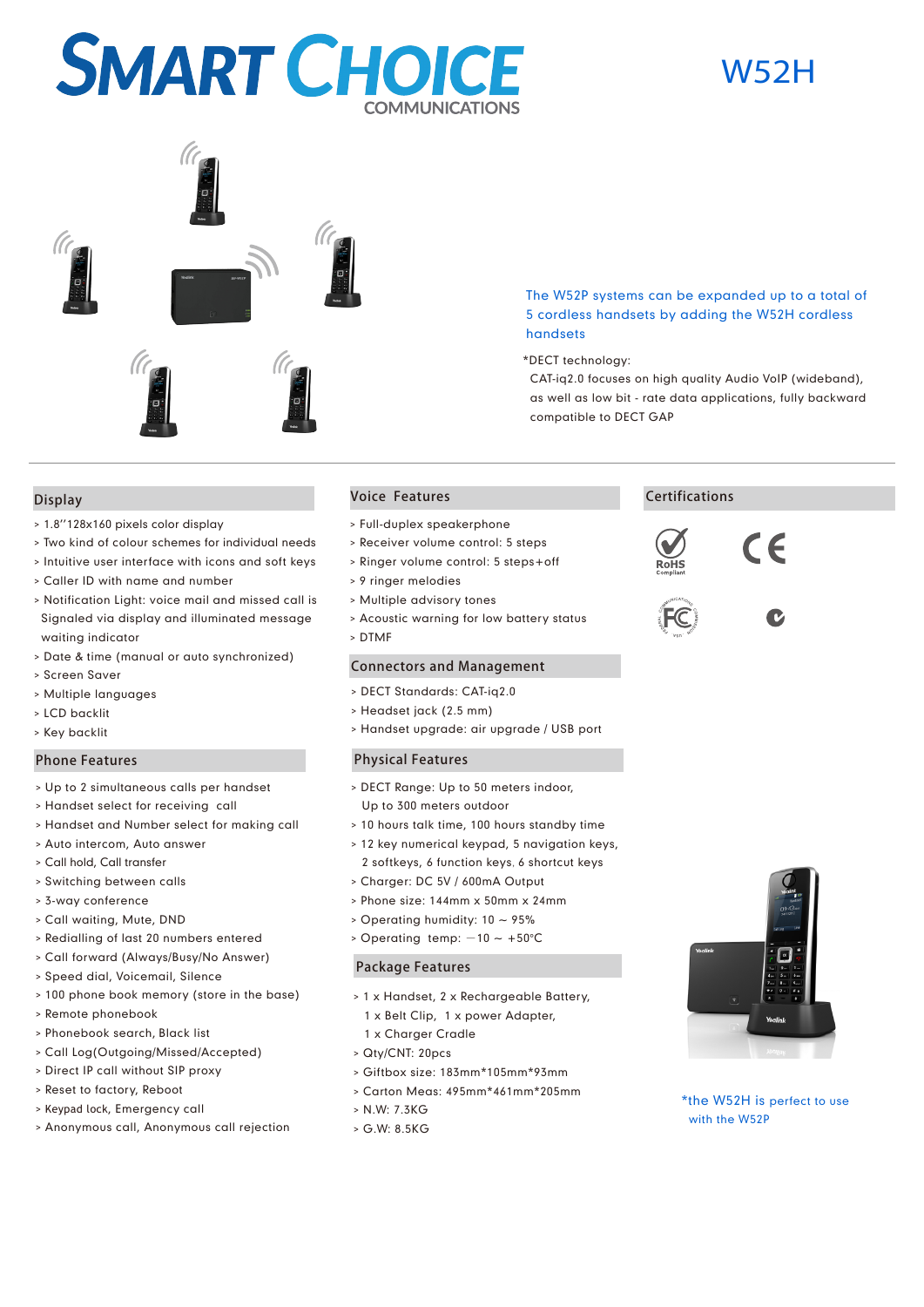# SMART CHOICE COMMUNICATIONS

# W52H

The W52P systems can be expanded up to a total of 5 cordless handsets by adding the W52H cordless handsets

*DECT technology:
CAT-iq2.0 focuses on high quality Audio VoIP (wideband), as well as low bit - rate data applications, fully backward compatible to DECT GAP

## Display

- 1.8''128x160 pixels color display
- Two kind of colour schemes for individual needs
- Intuitive user interface with icons and soft keys
- Caller ID with name and number
- Notification Light: voice mail and missed call is Signaled via display and illuminated message waiting indicator
- Date & time (manual or auto synchronized)
- Screen Saver
- Multiple languages
- LCD backlit
- Key backlit

## Phone Features

- Up to 2 simultaneous calls per handset
- Handset select for receiving call
- Handset and Number select for making call
- Auto intercom, Auto answer
- Call hold, Call transfer
- Switching between calls
- 3-way conference
- Call waiting, Mute, DND
- Redialling of last 20 numbers entered
- Call forward (Always/Busy/No Answer)
- Speed dial, Voicemail, Silence
- 100 phone book memory (store in the base)
- Remote phonebook
- Phonebook search, Black list
- Call Log(Outgoing/Missed/Accepted)
- Direct IP call without SIP proxy
- Reset to factory, Reboot
- Keypad lock, Emergency call
- Anonymous call, Anonymous call rejection

## Voice Features

- Full-duplex speakerphone
- Receiver volume control: 5 steps
- Ringer volume control: 5 steps+off
- 9 ringer melodies
- Multiple advisory tones
- Acoustic warning for low battery status
- DTMF

## Connectors and Management

- DECT Standards: CAT-iq2.0
- Headset jack (2.5 mm)
- Handset upgrade: air upgrade / USB port

## Physical Features

- DECT Range: Up to 50 meters indoor, Up to 300 meters outdoor
- 10 hours talk time, 100 hours standby time
- 12 key numerical keypad, 5 navigation keys, 2 softkeys, 6 function keys, 6 shortcut keys
- Charger: DC 5V / 600mA Output
- Phone size: 144mm x 50mm x 24mm
- Operating humidity: 10 ~ 95%
- Operating temp: −10 ~ +50°C

## Package Features

- 1 x Handset, 2 x Rechargeable Battery, 1 x Belt Clip, 1 x power Adapter, 1 x Charger Cradle
- Qty/CNT: 20pcs
- Giftbox size: 183mm*105mm*93mm
- Carton Meas: 495mm*461mm*205mm
- N.W: 7.3KG
- G.W: 8.5KG

## Certifications

RoHS Compliant, CE, FC, C-Tick

*the W52H is perfect to use with the W52P